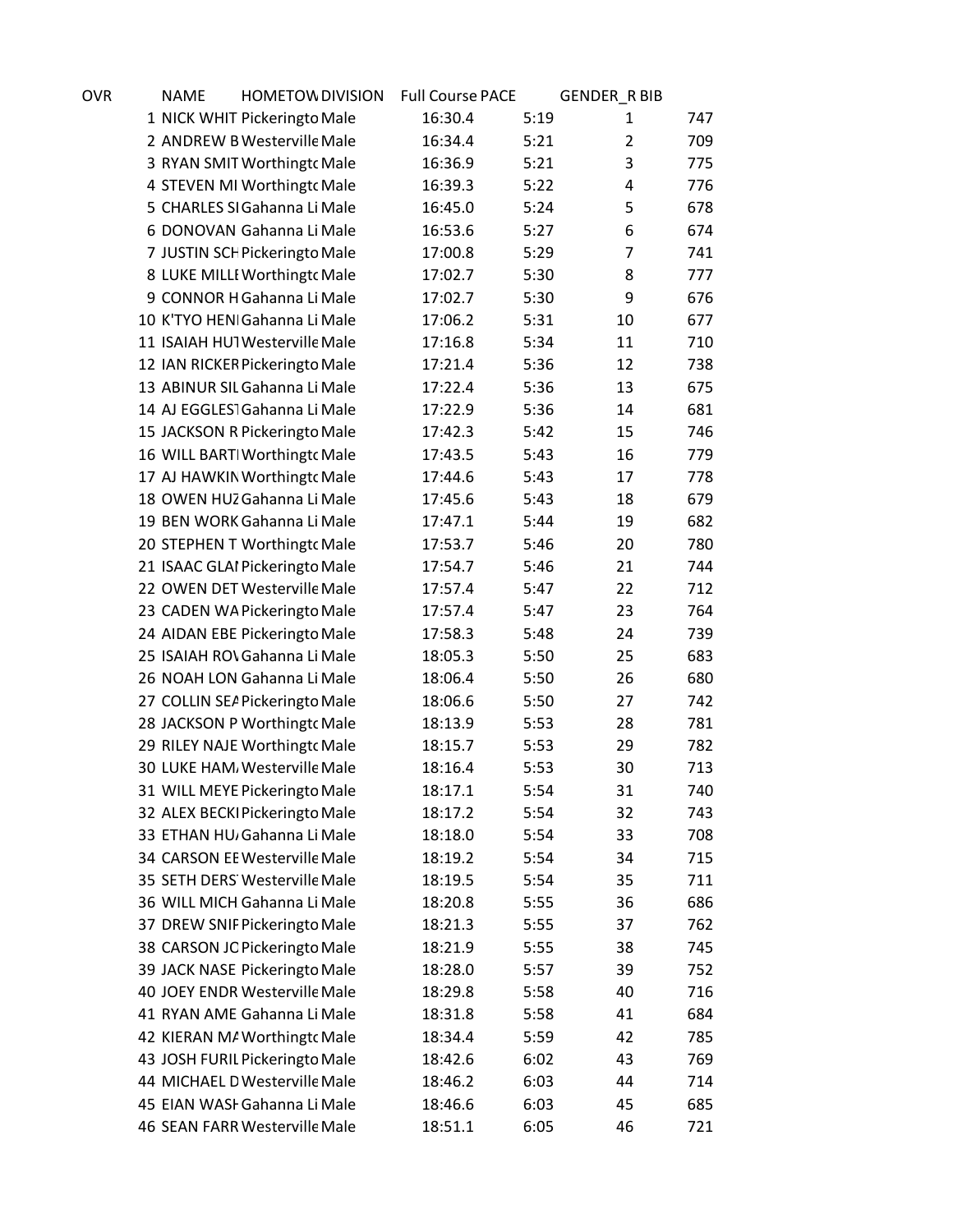| OVR | NAME | HOMETOW | DIVISION | Full Course | PACE | GENDER_R | BIB |
|---|---|---|---|---|---|---|---|
| 1 | NICK WHIT | Pickeringto | Male | 16:30.4 | 5:19 | 1 | 747 |
| 2 | ANDREW B | Westerville | Male | 16:34.4 | 5:21 | 2 | 709 |
| 3 | RYAN SMIT | Worthingtc | Male | 16:36.9 | 5:21 | 3 | 775 |
| 4 | STEVEN MI | Worthingtc | Male | 16:39.3 | 5:22 | 4 | 776 |
| 5 | CHARLES SI | Gahanna Li | Male | 16:45.0 | 5:24 | 5 | 678 |
| 6 | DONOVAN | Gahanna Li | Male | 16:53.6 | 5:27 | 6 | 674 |
| 7 | JUSTIN SCH | Pickeringto | Male | 17:00.8 | 5:29 | 7 | 741 |
| 8 | LUKE MILLI | Worthingtc | Male | 17:02.7 | 5:30 | 8 | 777 |
| 9 | CONNOR H | Gahanna Li | Male | 17:02.7 | 5:30 | 9 | 676 |
| 10 | K'TYO HENI | Gahanna Li | Male | 17:06.2 | 5:31 | 10 | 677 |
| 11 | ISAIAH HU1 | Westerville | Male | 17:16.8 | 5:34 | 11 | 710 |
| 12 | IAN RICKER | Pickeringto | Male | 17:21.4 | 5:36 | 12 | 738 |
| 13 | ABINUR SIL | Gahanna Li | Male | 17:22.4 | 5:36 | 13 | 675 |
| 14 | AJ EGGLES1 | Gahanna Li | Male | 17:22.9 | 5:36 | 14 | 681 |
| 15 | JACKSON R | Pickeringto | Male | 17:42.3 | 5:42 | 15 | 746 |
| 16 | WILL BARTI | Worthingtc | Male | 17:43.5 | 5:43 | 16 | 779 |
| 17 | AJ HAWKIN | Worthingtc | Male | 17:44.6 | 5:43 | 17 | 778 |
| 18 | OWEN HUZ | Gahanna Li | Male | 17:45.6 | 5:43 | 18 | 679 |
| 19 | BEN WORK | Gahanna Li | Male | 17:47.1 | 5:44 | 19 | 682 |
| 20 | STEPHEN T | Worthingtc | Male | 17:53.7 | 5:46 | 20 | 780 |
| 21 | ISAAC GLAI | Pickeringto | Male | 17:54.7 | 5:46 | 21 | 744 |
| 22 | OWEN DET | Westerville | Male | 17:57.4 | 5:47 | 22 | 712 |
| 23 | CADEN WA | Pickeringto | Male | 17:57.4 | 5:47 | 23 | 764 |
| 24 | AIDAN EBE | Pickeringto | Male | 17:58.3 | 5:48 | 24 | 739 |
| 25 | ISAIAH RO\ | Gahanna Li | Male | 18:05.3 | 5:50 | 25 | 683 |
| 26 | NOAH LON | Gahanna Li | Male | 18:06.4 | 5:50 | 26 | 680 |
| 27 | COLLIN SEA | Pickeringto | Male | 18:06.6 | 5:50 | 27 | 742 |
| 28 | JACKSON P | Worthingtc | Male | 18:13.9 | 5:53 | 28 | 781 |
| 29 | RILEY NAJE | Worthingtc | Male | 18:15.7 | 5:53 | 29 | 782 |
| 30 | LUKE HAM/ | Westerville | Male | 18:16.4 | 5:53 | 30 | 713 |
| 31 | WILL MEYE | Pickeringto | Male | 18:17.1 | 5:54 | 31 | 740 |
| 32 | ALEX BECKI | Pickeringto | Male | 18:17.2 | 5:54 | 32 | 743 |
| 33 | ETHAN HU/ | Gahanna Li | Male | 18:18.0 | 5:54 | 33 | 708 |
| 34 | CARSON EE | Westerville | Male | 18:19.2 | 5:54 | 34 | 715 |
| 35 | SETH DERS1 | Westerville | Male | 18:19.5 | 5:54 | 35 | 711 |
| 36 | WILL MICH | Gahanna Li | Male | 18:20.8 | 5:55 | 36 | 686 |
| 37 | DREW SNIF | Pickeringto | Male | 18:21.3 | 5:55 | 37 | 762 |
| 38 | CARSON JC | Pickeringto | Male | 18:21.9 | 5:55 | 38 | 745 |
| 39 | JACK NASE | Pickeringto | Male | 18:28.0 | 5:57 | 39 | 752 |
| 40 | JOEY ENDR | Westerville | Male | 18:29.8 | 5:58 | 40 | 716 |
| 41 | RYAN AME | Gahanna Li | Male | 18:31.8 | 5:58 | 41 | 684 |
| 42 | KIERAN M/ | Worthingtc | Male | 18:34.4 | 5:59 | 42 | 785 |
| 43 | JOSH FURIL | Pickeringto | Male | 18:42.6 | 6:02 | 43 | 769 |
| 44 | MICHAEL D | Westerville | Male | 18:46.2 | 6:03 | 44 | 714 |
| 45 | EIAN WASH | Gahanna Li | Male | 18:46.6 | 6:03 | 45 | 685 |
| 46 | SEAN FARR | Westerville | Male | 18:51.1 | 6:05 | 46 | 721 |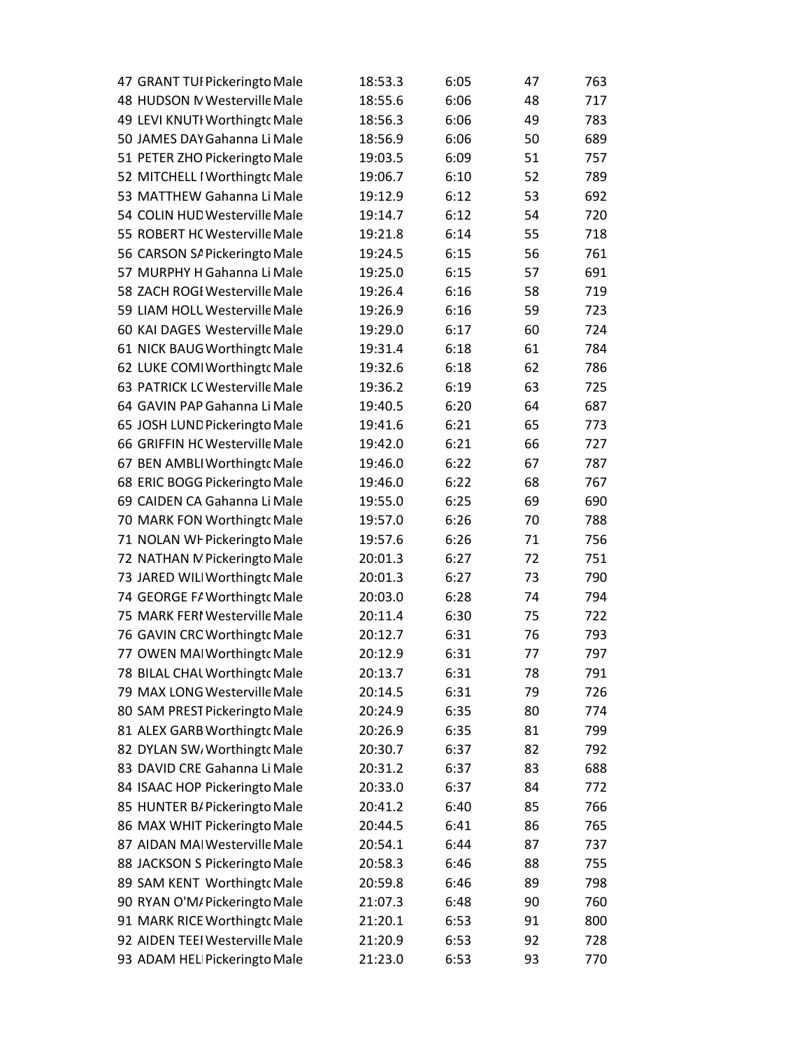| | | | | | | | |
|---|---|---|---|---|---|---|---|
| 47 | GRANT TUI | Pickeringto | Male | 18:53.3 | 6:05 | 47 | 763 |
| 48 | HUDSON M | Westerville | Male | 18:55.6 | 6:06 | 48 | 717 |
| 49 | LEVI KNUTH | Worthingtc | Male | 18:56.3 | 6:06 | 49 | 783 |
| 50 | JAMES DAY | Gahanna Li | Male | 18:56.9 | 6:06 | 50 | 689 |
| 51 | PETER ZHO | Pickeringto | Male | 19:03.5 | 6:09 | 51 | 757 |
| 52 | MITCHELL I | Worthingtc | Male | 19:06.7 | 6:10 | 52 | 789 |
| 53 | MATTHEW | Gahanna Li | Male | 19:12.9 | 6:12 | 53 | 692 |
| 54 | COLIN HUD | Westerville | Male | 19:14.7 | 6:12 | 54 | 720 |
| 55 | ROBERT HC | Westerville | Male | 19:21.8 | 6:14 | 55 | 718 |
| 56 | CARSON SA | Pickeringto | Male | 19:24.5 | 6:15 | 56 | 761 |
| 57 | MURPHY H | Gahanna Li | Male | 19:25.0 | 6:15 | 57 | 691 |
| 58 | ZACH ROGI | Westerville | Male | 19:26.4 | 6:16 | 58 | 719 |
| 59 | LIAM HOLL | Westerville | Male | 19:26.9 | 6:16 | 59 | 723 |
| 60 | KAI DAGES | Westerville | Male | 19:29.0 | 6:17 | 60 | 724 |
| 61 | NICK BAUG | Worthingtc | Male | 19:31.4 | 6:18 | 61 | 784 |
| 62 | LUKE COMI | Worthingtc | Male | 19:32.6 | 6:18 | 62 | 786 |
| 63 | PATRICK LC | Westerville | Male | 19:36.2 | 6:19 | 63 | 725 |
| 64 | GAVIN PAP | Gahanna Li | Male | 19:40.5 | 6:20 | 64 | 687 |
| 65 | JOSH LUND | Pickeringto | Male | 19:41.6 | 6:21 | 65 | 773 |
| 66 | GRIFFIN HC | Westerville | Male | 19:42.0 | 6:21 | 66 | 727 |
| 67 | BEN AMBLI | Worthingtc | Male | 19:46.0 | 6:22 | 67 | 787 |
| 68 | ERIC BOGG | Pickeringto | Male | 19:46.0 | 6:22 | 68 | 767 |
| 69 | CAIDEN CA | Gahanna Li | Male | 19:55.0 | 6:25 | 69 | 690 |
| 70 | MARK FON | Worthingtc | Male | 19:57.0 | 6:26 | 70 | 788 |
| 71 | NOLAN WH | Pickeringto | Male | 19:57.6 | 6:26 | 71 | 756 |
| 72 | NATHAN M | Pickeringto | Male | 20:01.3 | 6:27 | 72 | 751 |
| 73 | JARED WILI | Worthingtc | Male | 20:01.3 | 6:27 | 73 | 790 |
| 74 | GEORGE FA | Worthingtc | Male | 20:03.0 | 6:28 | 74 | 794 |
| 75 | MARK FERI | Westerville | Male | 20:11.4 | 6:30 | 75 | 722 |
| 76 | GAVIN CRC | Worthingtc | Male | 20:12.7 | 6:31 | 76 | 793 |
| 77 | OWEN MAI | Worthingtc | Male | 20:12.9 | 6:31 | 77 | 797 |
| 78 | BILAL CHAU | Worthingtc | Male | 20:13.7 | 6:31 | 78 | 791 |
| 79 | MAX LONG | Westerville | Male | 20:14.5 | 6:31 | 79 | 726 |
| 80 | SAM PREST | Pickeringto | Male | 20:24.9 | 6:35 | 80 | 774 |
| 81 | ALEX GARB | Worthingtc | Male | 20:26.9 | 6:35 | 81 | 799 |
| 82 | DYLAN SWA | Worthingtc | Male | 20:30.7 | 6:37 | 82 | 792 |
| 83 | DAVID CRE | Gahanna Li | Male | 20:31.2 | 6:37 | 83 | 688 |
| 84 | ISAAC HOP | Pickeringto | Male | 20:33.0 | 6:37 | 84 | 772 |
| 85 | HUNTER BA | Pickeringto | Male | 20:41.2 | 6:40 | 85 | 766 |
| 86 | MAX WHIT | Pickeringto | Male | 20:44.5 | 6:41 | 86 | 765 |
| 87 | AIDAN MAI | Westerville | Male | 20:54.1 | 6:44 | 87 | 737 |
| 88 | JACKSON S | Pickeringto | Male | 20:58.3 | 6:46 | 88 | 755 |
| 89 | SAM KENT | Worthingtc | Male | 20:59.8 | 6:46 | 89 | 798 |
| 90 | RYAN O'MA | Pickeringto | Male | 21:07.3 | 6:48 | 90 | 760 |
| 91 | MARK RICE | Worthingtc | Male | 21:20.1 | 6:53 | 91 | 800 |
| 92 | AIDEN TEEI | Westerville | Male | 21:20.9 | 6:53 | 92 | 728 |
| 93 | ADAM HELI | Pickeringto | Male | 21:23.0 | 6:53 | 93 | 770 |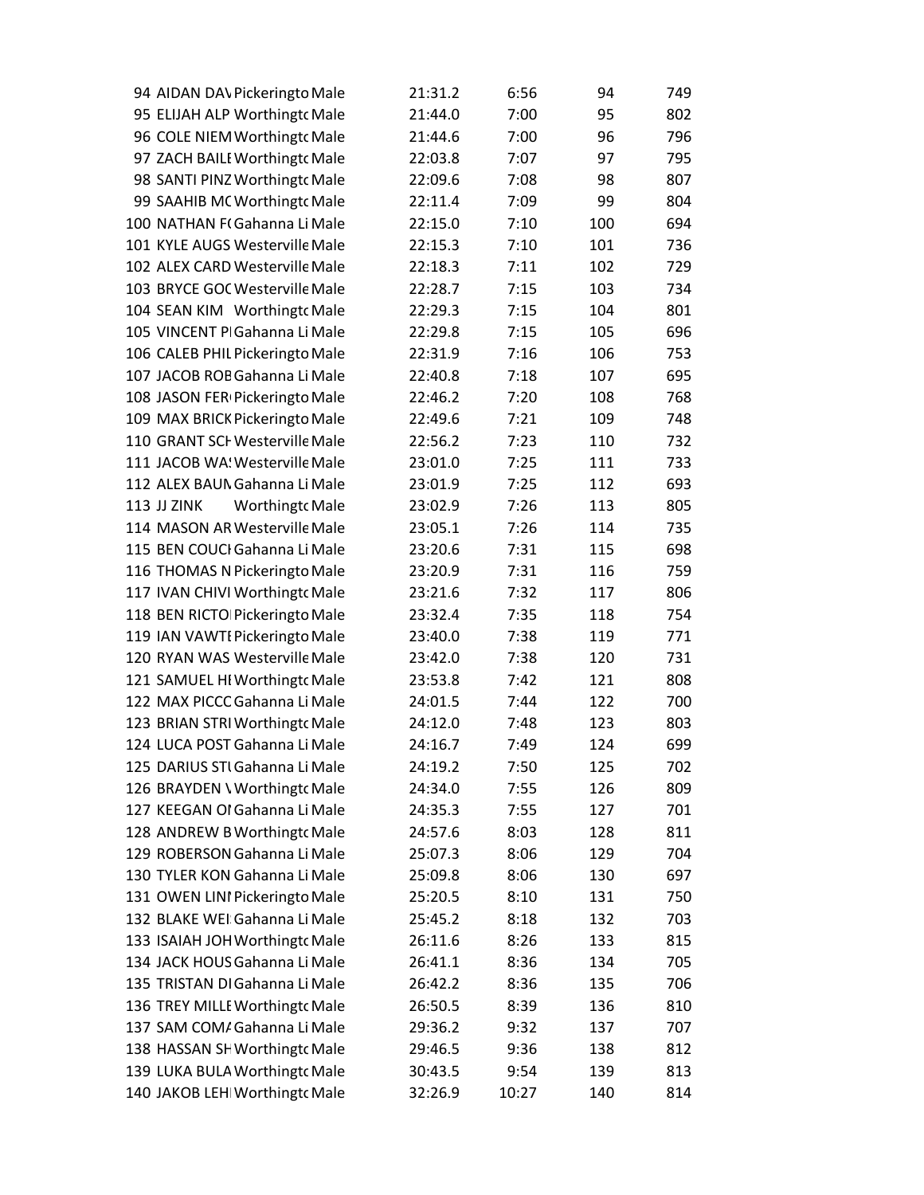| | | | | | | | |
|---|---|---|---|---|---|---|---|
| 94 | AIDAN DAV | Pickeringto | Male | 21:31.2 | 6:56 | 94 | 749 |
| 95 | ELIJAH ALP | Worthingtc | Male | 21:44.0 | 7:00 | 95 | 802 |
| 96 | COLE NIEM | Worthingtc | Male | 21:44.6 | 7:00 | 96 | 796 |
| 97 | ZACH BAILE | Worthingtc | Male | 22:03.8 | 7:07 | 97 | 795 |
| 98 | SANTI PINZ | Worthingtc | Male | 22:09.6 | 7:08 | 98 | 807 |
| 99 | SAAHIB MC | Worthingtc | Male | 22:11.4 | 7:09 | 99 | 804 |
| 100 | NATHAN F( | Gahanna Li | Male | 22:15.0 | 7:10 | 100 | 694 |
| 101 | KYLE AUGS | Westerville | Male | 22:15.3 | 7:10 | 101 | 736 |
| 102 | ALEX CARD | Westerville | Male | 22:18.3 | 7:11 | 102 | 729 |
| 103 | BRYCE GOC | Westerville | Male | 22:28.7 | 7:15 | 103 | 734 |
| 104 | SEAN KIM | Worthingtc | Male | 22:29.3 | 7:15 | 104 | 801 |
| 105 | VINCENT PI | Gahanna Li | Male | 22:29.8 | 7:15 | 105 | 696 |
| 106 | CALEB PHIL | Pickeringto | Male | 22:31.9 | 7:16 | 106 | 753 |
| 107 | JACOB ROB | Gahanna Li | Male | 22:40.8 | 7:18 | 107 | 695 |
| 108 | JASON FER | Pickeringto | Male | 22:46.2 | 7:20 | 108 | 768 |
| 109 | MAX BRICK | Pickeringto | Male | 22:49.6 | 7:21 | 109 | 748 |
| 110 | GRANT SCH | Westerville | Male | 22:56.2 | 7:23 | 110 | 732 |
| 111 | JACOB WA: | Westerville | Male | 23:01.0 | 7:25 | 111 | 733 |
| 112 | ALEX BAUN | Gahanna Li | Male | 23:01.9 | 7:25 | 112 | 693 |
| 113 | JJ ZINK | Worthingtc | Male | 23:02.9 | 7:26 | 113 | 805 |
| 114 | MASON AR | Westerville | Male | 23:05.1 | 7:26 | 114 | 735 |
| 115 | BEN COUCH | Gahanna Li | Male | 23:20.6 | 7:31 | 115 | 698 |
| 116 | THOMAS N | Pickeringto | Male | 23:20.9 | 7:31 | 116 | 759 |
| 117 | IVAN CHIVI | Worthingtc | Male | 23:21.6 | 7:32 | 117 | 806 |
| 118 | BEN RICTO | Pickeringto | Male | 23:32.4 | 7:35 | 118 | 754 |
| 119 | IAN VAWTE | Pickeringto | Male | 23:40.0 | 7:38 | 119 | 771 |
| 120 | RYAN WAS | Westerville | Male | 23:42.0 | 7:38 | 120 | 731 |
| 121 | SAMUEL HI | Worthingtc | Male | 23:53.8 | 7:42 | 121 | 808 |
| 122 | MAX PICCC | Gahanna Li | Male | 24:01.5 | 7:44 | 122 | 700 |
| 123 | BRIAN STRI | Worthingtc | Male | 24:12.0 | 7:48 | 123 | 803 |
| 124 | LUCA POST | Gahanna Li | Male | 24:16.7 | 7:49 | 124 | 699 |
| 125 | DARIUS STI | Gahanna Li | Male | 24:19.2 | 7:50 | 125 | 702 |
| 126 | BRAYDEN \ | Worthingtc | Male | 24:34.0 | 7:55 | 126 | 809 |
| 127 | KEEGAN OI | Gahanna Li | Male | 24:35.3 | 7:55 | 127 | 701 |
| 128 | ANDREW B | Worthingtc | Male | 24:57.6 | 8:03 | 128 | 811 |
| 129 | ROBERSON | Gahanna Li | Male | 25:07.3 | 8:06 | 129 | 704 |
| 130 | TYLER KON | Gahanna Li | Male | 25:09.8 | 8:06 | 130 | 697 |
| 131 | OWEN LINI | Pickeringto | Male | 25:20.5 | 8:10 | 131 | 750 |
| 132 | BLAKE WEI | Gahanna Li | Male | 25:45.2 | 8:18 | 132 | 703 |
| 133 | ISAIAH JOH | Worthingtc | Male | 26:11.6 | 8:26 | 133 | 815 |
| 134 | JACK HOUS | Gahanna Li | Male | 26:41.1 | 8:36 | 134 | 705 |
| 135 | TRISTAN DI | Gahanna Li | Male | 26:42.2 | 8:36 | 135 | 706 |
| 136 | TREY MILLE | Worthingtc | Male | 26:50.5 | 8:39 | 136 | 810 |
| 137 | SAM COMA | Gahanna Li | Male | 29:36.2 | 9:32 | 137 | 707 |
| 138 | HASSAN SH | Worthingtc | Male | 29:46.5 | 9:36 | 138 | 812 |
| 139 | LUKA BULA | Worthingtc | Male | 30:43.5 | 9:54 | 139 | 813 |
| 140 | JAKOB LEHI | Worthingtc | Male | 32:26.9 | 10:27 | 140 | 814 |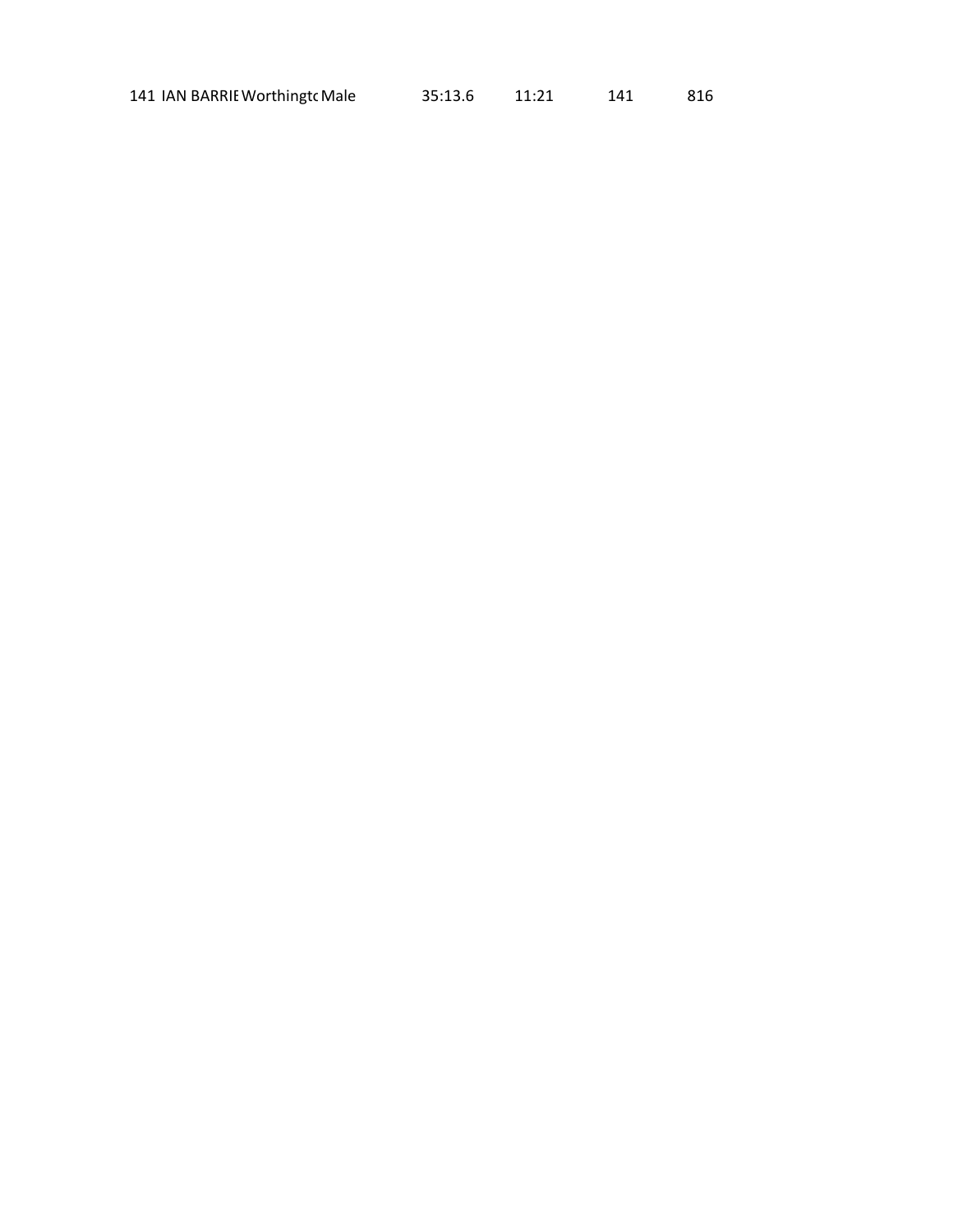| | | | | | | | | |
|---|---|---|---|---|---|---|---|---|
| 141 | IAN BARRIE | Worthingtc | Male | | 35:13.6 | 11:21 | 141 | 816 |